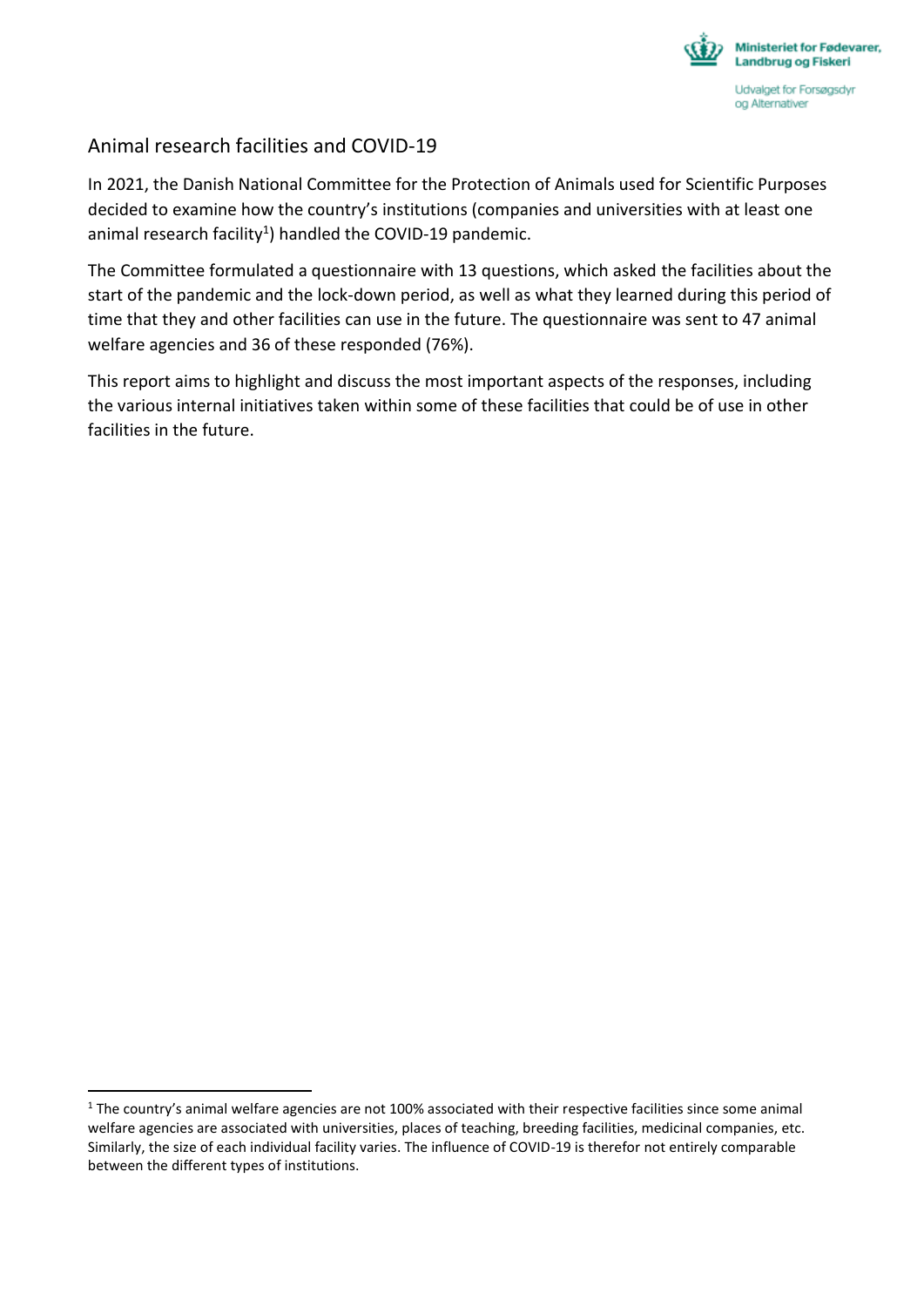Ministeriet for Fødevarer, Landbrug og Fiskeri

Udvalget for Forsøgsdyr og Alternativer

## Animal research facilities and COVID-19

In 2021, the Danish National Committee for the Protection of Animals used for Scientific Purposes decided to examine how the country's institutions (companies and universities with at least one animal research facility[1]) handled the COVID-19 pandemic.

The Committee formulated a questionnaire with 13 questions, which asked the facilities about the start of the pandemic and the lock-down period, as well as what they learned during this period of time that they and other facilities can use in the future. The questionnaire was sent to 47 animal welfare agencies and 36 of these responded (76%).

This report aims to highlight and discuss the most important aspects of the responses, including the various internal initiatives taken within some of these facilities that could be of use in other facilities in the future.

[1] The country's animal welfare agencies are not 100% associated with their respective facilities since some animal welfare agencies are associated with universities, places of teaching, breeding facilities, medicinal companies, etc. Similarly, the size of each individual facility varies. The influence of COVID-19 is therefor not entirely comparable between the different types of institutions.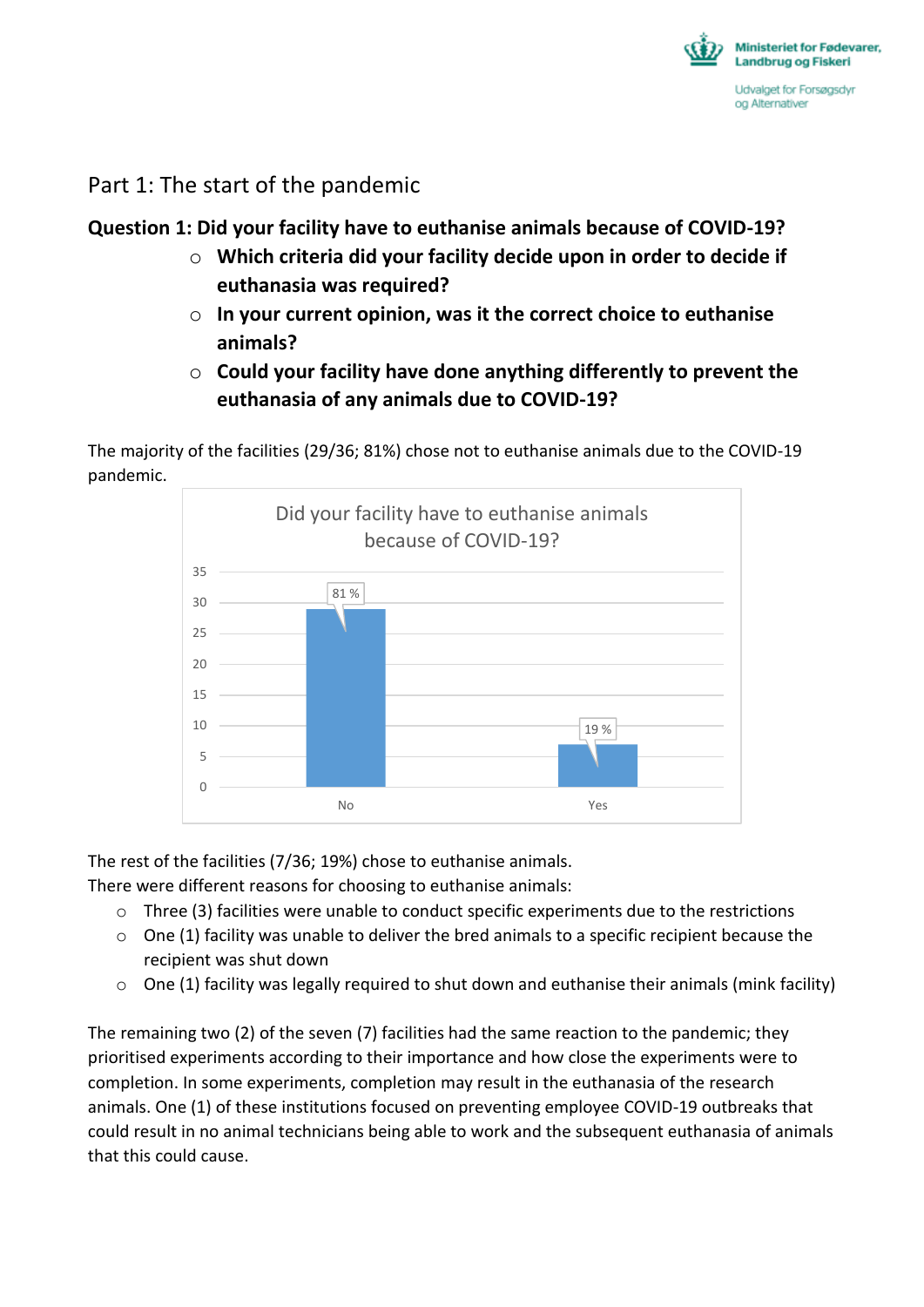## Part 1: The start of the pandemic

**Question 1: Did your facility have to euthanise animals because of COVID-19?**

- **Which criteria did your facility decide upon in order to decide if euthanasia was required?**
- **In your current opinion, was it the correct choice to euthanise animals?**
- **Could your facility have done anything differently to prevent the euthanasia of any animals due to COVID-19?**

The majority of the facilities (29/36; 81%) chose not to euthanise animals due to the COVID-19 pandemic.

Did your facility have to euthanise animals because of COVID-19?

| Response | Count | Percentage |
|---|---|---|
| No | 29 | 81 % |
| Yes | 7 | 19 % |

The rest of the facilities (7/36; 19%) chose to euthanise animals.
There were different reasons for choosing to euthanise animals:

- Three (3) facilities were unable to conduct specific experiments due to the restrictions
- One (1) facility was unable to deliver the bred animals to a specific recipient because the recipient was shut down
- One (1) facility was legally required to shut down and euthanise their animals (mink facility)

The remaining two (2) of the seven (7) facilities had the same reaction to the pandemic; they prioritised experiments according to their importance and how close the experiments were to completion. In some experiments, completion may result in the euthanasia of the research animals. One (1) of these institutions focused on preventing employee COVID-19 outbreaks that could result in no animal technicians being able to work and the subsequent euthanasia of animals that this could cause.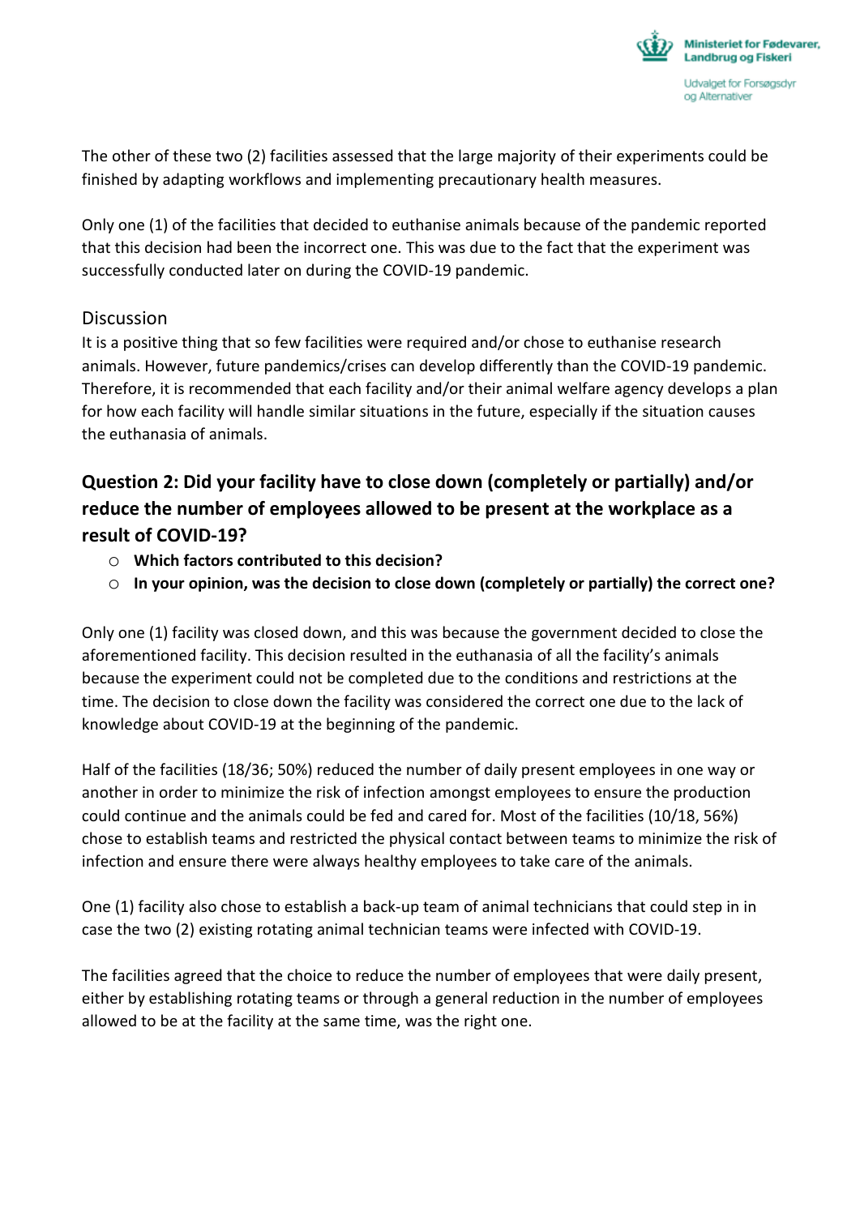The other of these two (2) facilities assessed that the large majority of their experiments could be finished by adapting workflows and implementing precautionary health measures.

Only one (1) of the facilities that decided to euthanise animals because of the pandemic reported that this decision had been the incorrect one. This was due to the fact that the experiment was successfully conducted later on during the COVID-19 pandemic.

### Discussion

It is a positive thing that so few facilities were required and/or chose to euthanise research animals. However, future pandemics/crises can develop differently than the COVID-19 pandemic. Therefore, it is recommended that each facility and/or their animal welfare agency develops a plan for how each facility will handle similar situations in the future, especially if the situation causes the euthanasia of animals.

## Question 2: Did your facility have to close down (completely or partially) and/or reduce the number of employees allowed to be present at the workplace as a result of COVID-19?

- **Which factors contributed to this decision?**
- **In your opinion, was the decision to close down (completely or partially) the correct one?**

Only one (1) facility was closed down, and this was because the government decided to close the aforementioned facility. This decision resulted in the euthanasia of all the facility's animals because the experiment could not be completed due to the conditions and restrictions at the time. The decision to close down the facility was considered the correct one due to the lack of knowledge about COVID-19 at the beginning of the pandemic.

Half of the facilities (18/36; 50%) reduced the number of daily present employees in one way or another in order to minimize the risk of infection amongst employees to ensure the production could continue and the animals could be fed and cared for. Most of the facilities (10/18, 56%) chose to establish teams and restricted the physical contact between teams to minimize the risk of infection and ensure there were always healthy employees to take care of the animals.

One (1) facility also chose to establish a back-up team of animal technicians that could step in in case the two (2) existing rotating animal technician teams were infected with COVID-19.

The facilities agreed that the choice to reduce the number of employees that were daily present, either by establishing rotating teams or through a general reduction in the number of employees allowed to be at the facility at the same time, was the right one.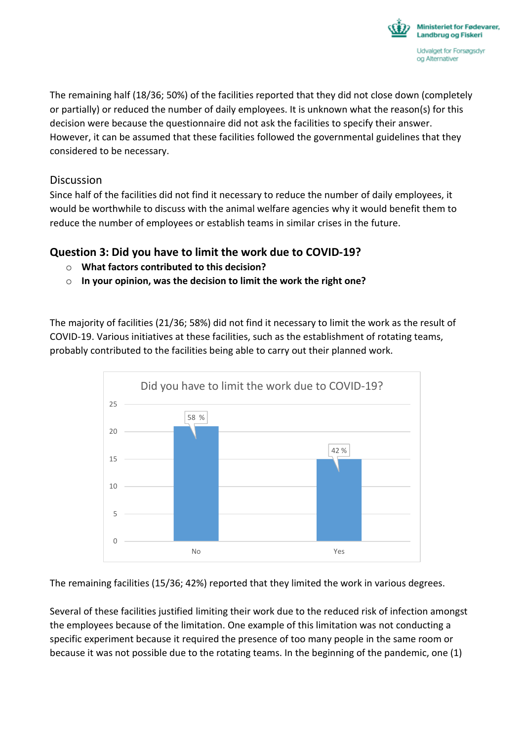The remaining half (18/36; 50%) of the facilities reported that they did not close down (completely or partially) or reduced the number of daily employees. It is unknown what the reason(s) for this decision were because the questionnaire did not ask the facilities to specify their answer. However, it can be assumed that these facilities followed the governmental guidelines that they considered to be necessary.

## Discussion

Since half of the facilities did not find it necessary to reduce the number of daily employees, it would be worthwhile to discuss with the animal welfare agencies why it would benefit them to reduce the number of employees or establish teams in similar crises in the future.

## Question 3: Did you have to limit the work due to COVID-19?

- **What factors contributed to this decision?**
- **In your opinion, was the decision to limit the work the right one?**

The majority of facilities (21/36; 58%) did not find it necessary to limit the work as the result of COVID-19. Various initiatives at these facilities, such as the establishment of rotating teams, probably contributed to the facilities being able to carry out their planned work.

Did you have to limit the work due to COVID-19?

| Answer | Number of facilities | Percentage |
|---|---|---|
| No | 21 | 58 % |
| Yes | 15 | 42 % |

The remaining facilities (15/36; 42%) reported that they limited the work in various degrees.

Several of these facilities justified limiting their work due to the reduced risk of infection amongst the employees because of the limitation. One example of this limitation was not conducting a specific experiment because it required the presence of too many people in the same room or because it was not possible due to the rotating teams. In the beginning of the pandemic, one (1)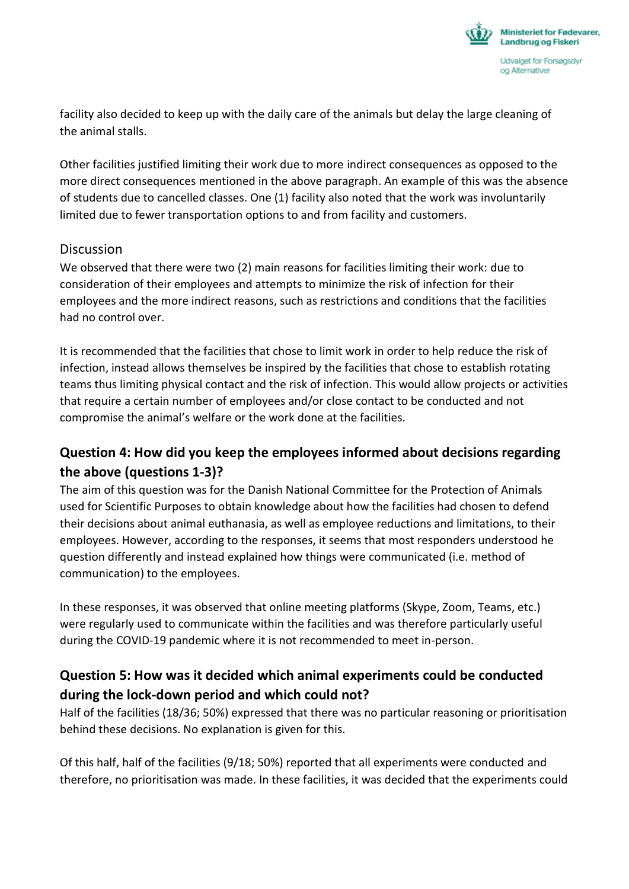facility also decided to keep up with the daily care of the animals but delay the large cleaning of the animal stalls.

Other facilities justified limiting their work due to more indirect consequences as opposed to the more direct consequences mentioned in the above paragraph. An example of this was the absence of students due to cancelled classes. One (1) facility also noted that the work was involuntarily limited due to fewer transportation options to and from facility and customers.

### Discussion

We observed that there were two (2) main reasons for facilities limiting their work: due to consideration of their employees and attempts to minimize the risk of infection for their employees and the more indirect reasons, such as restrictions and conditions that the facilities had no control over.

It is recommended that the facilities that chose to limit work in order to help reduce the risk of infection, instead allows themselves be inspired by the facilities that chose to establish rotating teams thus limiting physical contact and the risk of infection. This would allow projects or activities that require a certain number of employees and/or close contact to be conducted and not compromise the animal's welfare or the work done at the facilities.

## Question 4: How did you keep the employees informed about decisions regarding the above (questions 1-3)?

The aim of this question was for the Danish National Committee for the Protection of Animals used for Scientific Purposes to obtain knowledge about how the facilities had chosen to defend their decisions about animal euthanasia, as well as employee reductions and limitations, to their employees. However, according to the responses, it seems that most responders understood he question differently and instead explained how things were communicated (i.e. method of communication) to the employees.

In these responses, it was observed that online meeting platforms (Skype, Zoom, Teams, etc.) were regularly used to communicate within the facilities and was therefore particularly useful during the COVID-19 pandemic where it is not recommended to meet in-person.

## Question 5: How was it decided which animal experiments could be conducted during the lock-down period and which could not?

Half of the facilities (18/36; 50%) expressed that there was no particular reasoning or prioritisation behind these decisions. No explanation is given for this.

Of this half, half of the facilities (9/18; 50%) reported that all experiments were conducted and therefore, no prioritisation was made. In these facilities, it was decided that the experiments could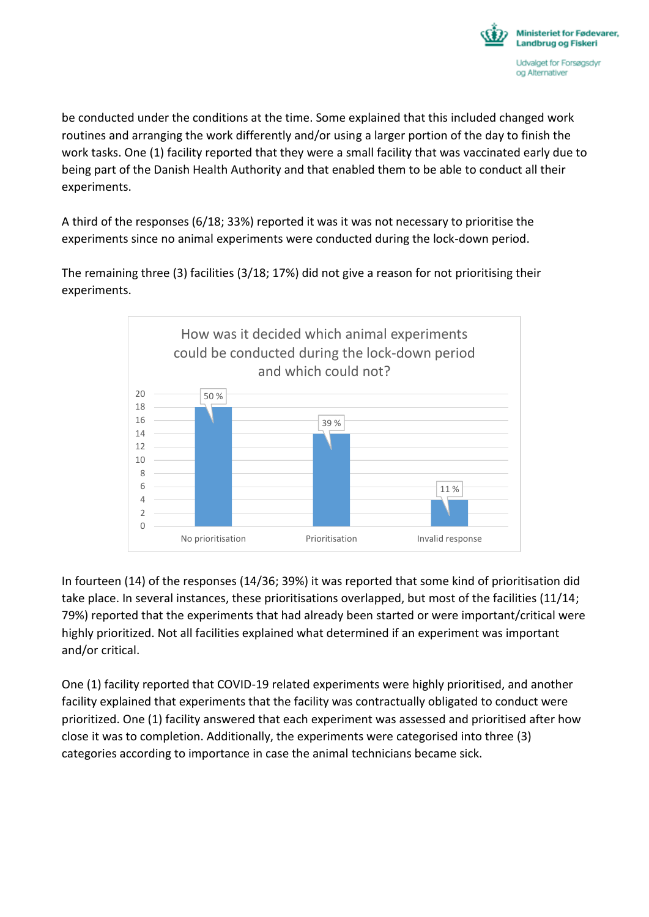be conducted under the conditions at the time. Some explained that this included changed work routines and arranging the work differently and/or using a larger portion of the day to finish the work tasks. One (1) facility reported that they were a small facility that was vaccinated early due to being part of the Danish Health Authority and that enabled them to be able to conduct all their experiments.

A third of the responses (6/18; 33%) reported it was it was not necessary to prioritise the experiments since no animal experiments were conducted during the lock-down period.

The remaining three (3) facilities (3/18; 17%) did not give a reason for not prioritising their experiments.

How was it decided which animal experiments could be conducted during the lock-down period and which could not?

| Category | Count | Percentage |
|---|---|---|
| No prioritisation | 18 | 50 % |
| Prioritisation | 14 | 39 % |
| Invalid response | 4 | 11 % |

In fourteen (14) of the responses (14/36; 39%) it was reported that some kind of prioritisation did take place. In several instances, these prioritisations overlapped, but most of the facilities (11/14; 79%) reported that the experiments that had already been started or were important/critical were highly prioritized. Not all facilities explained what determined if an experiment was important and/or critical.

One (1) facility reported that COVID-19 related experiments were highly prioritised, and another facility explained that experiments that the facility was contractually obligated to conduct were prioritized. One (1) facility answered that each experiment was assessed and prioritised after how close it was to completion. Additionally, the experiments were categorised into three (3) categories according to importance in case the animal technicians became sick.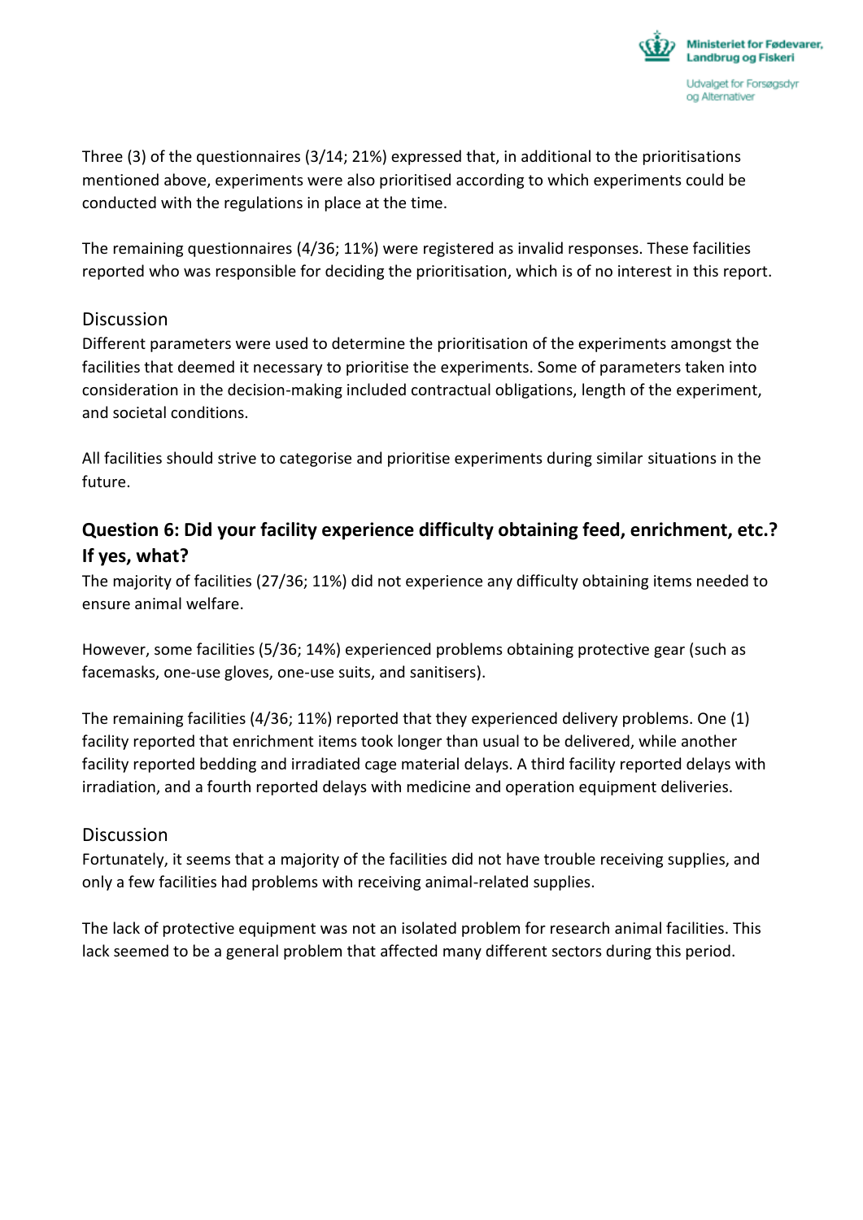Three (3) of the questionnaires (3/14; 21%) expressed that, in additional to the prioritisations mentioned above, experiments were also prioritised according to which experiments could be conducted with the regulations in place at the time.

The remaining questionnaires (4/36; 11%) were registered as invalid responses. These facilities reported who was responsible for deciding the prioritisation, which is of no interest in this report.

### Discussion

Different parameters were used to determine the prioritisation of the experiments amongst the facilities that deemed it necessary to prioritise the experiments. Some of parameters taken into consideration in the decision-making included contractual obligations, length of the experiment, and societal conditions.

All facilities should strive to categorise and prioritise experiments during similar situations in the future.

## Question 6: Did your facility experience difficulty obtaining feed, enrichment, etc.? If yes, what?

The majority of facilities (27/36; 11%) did not experience any difficulty obtaining items needed to ensure animal welfare.

However, some facilities (5/36; 14%) experienced problems obtaining protective gear (such as facemasks, one-use gloves, one-use suits, and sanitisers).

The remaining facilities (4/36; 11%) reported that they experienced delivery problems. One (1) facility reported that enrichment items took longer than usual to be delivered, while another facility reported bedding and irradiated cage material delays. A third facility reported delays with irradiation, and a fourth reported delays with medicine and operation equipment deliveries.

### Discussion

Fortunately, it seems that a majority of the facilities did not have trouble receiving supplies, and only a few facilities had problems with receiving animal-related supplies.

The lack of protective equipment was not an isolated problem for research animal facilities. This lack seemed to be a general problem that affected many different sectors during this period.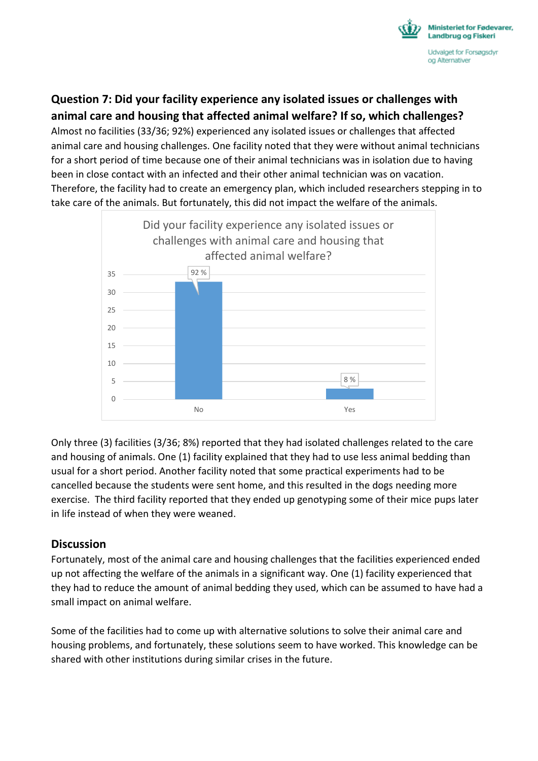### Question 7: Did your facility experience any isolated issues or challenges with animal care and housing that affected animal welfare? If so, which challenges?

Almost no facilities (33/36; 92%) experienced any isolated issues or challenges that affected animal care and housing challenges. One facility noted that they were without animal technicians for a short period of time because one of their animal technicians was in isolation due to having been in close contact with an infected and their other animal technician was on vacation. Therefore, the facility had to create an emergency plan, which included researchers stepping in to take care of the animals. But fortunately, this did not impact the welfare of the animals.

Did your facility experience any isolated issues or challenges with animal care and housing that affected animal welfare?

| Answer | Percentage |
| --- | --- |
| No | 92 % |
| Yes | 8 % |

Only three (3) facilities (3/36; 8%) reported that they had isolated challenges related to the care and housing of animals. One (1) facility explained that they had to use less animal bedding than usual for a short period. Another facility noted that some practical experiments had to be cancelled because the students were sent home, and this resulted in the dogs needing more exercise. The third facility reported that they ended up genotyping some of their mice pups later in life instead of when they were weaned.

### Discussion

Fortunately, most of the animal care and housing challenges that the facilities experienced ended up not affecting the welfare of the animals in a significant way. One (1) facility experienced that they had to reduce the amount of animal bedding they used, which can be assumed to have had a small impact on animal welfare.

Some of the facilities had to come up with alternative solutions to solve their animal care and housing problems, and fortunately, these solutions seem to have worked. This knowledge can be shared with other institutions during similar crises in the future.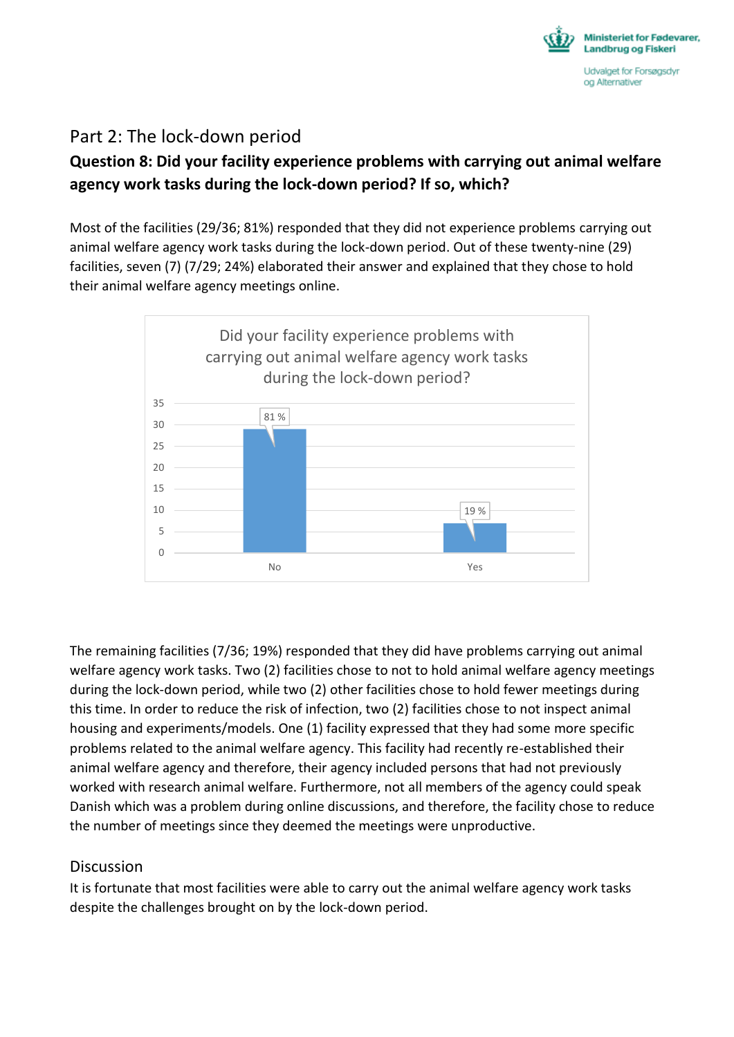## Part 2: The lock-down period

### Question 8: Did your facility experience problems with carrying out animal welfare agency work tasks during the lock-down period? If so, which?

Most of the facilities (29/36; 81%) responded that they did not experience problems carrying out animal welfare agency work tasks during the lock-down period. Out of these twenty-nine (29) facilities, seven (7) (7/29; 24%) elaborated their answer and explained that they chose to hold their animal welfare agency meetings online.

The remaining facilities (7/36; 19%) responded that they did have problems carrying out animal welfare agency work tasks. Two (2) facilities chose to not to hold animal welfare agency meetings during the lock-down period, while two (2) other facilities chose to hold fewer meetings during this time. In order to reduce the risk of infection, two (2) facilities chose to not inspect animal housing and experiments/models. One (1) facility expressed that they had some more specific problems related to the animal welfare agency. This facility had recently re-established their animal welfare agency and therefore, their agency included persons that had not previously worked with research animal welfare. Furthermore, not all members of the agency could speak Danish which was a problem during online discussions, and therefore, the facility chose to reduce the number of meetings since they deemed the meetings were unproductive.

## Discussion

It is fortunate that most facilities were able to carry out the animal welfare agency work tasks despite the challenges brought on by the lock-down period.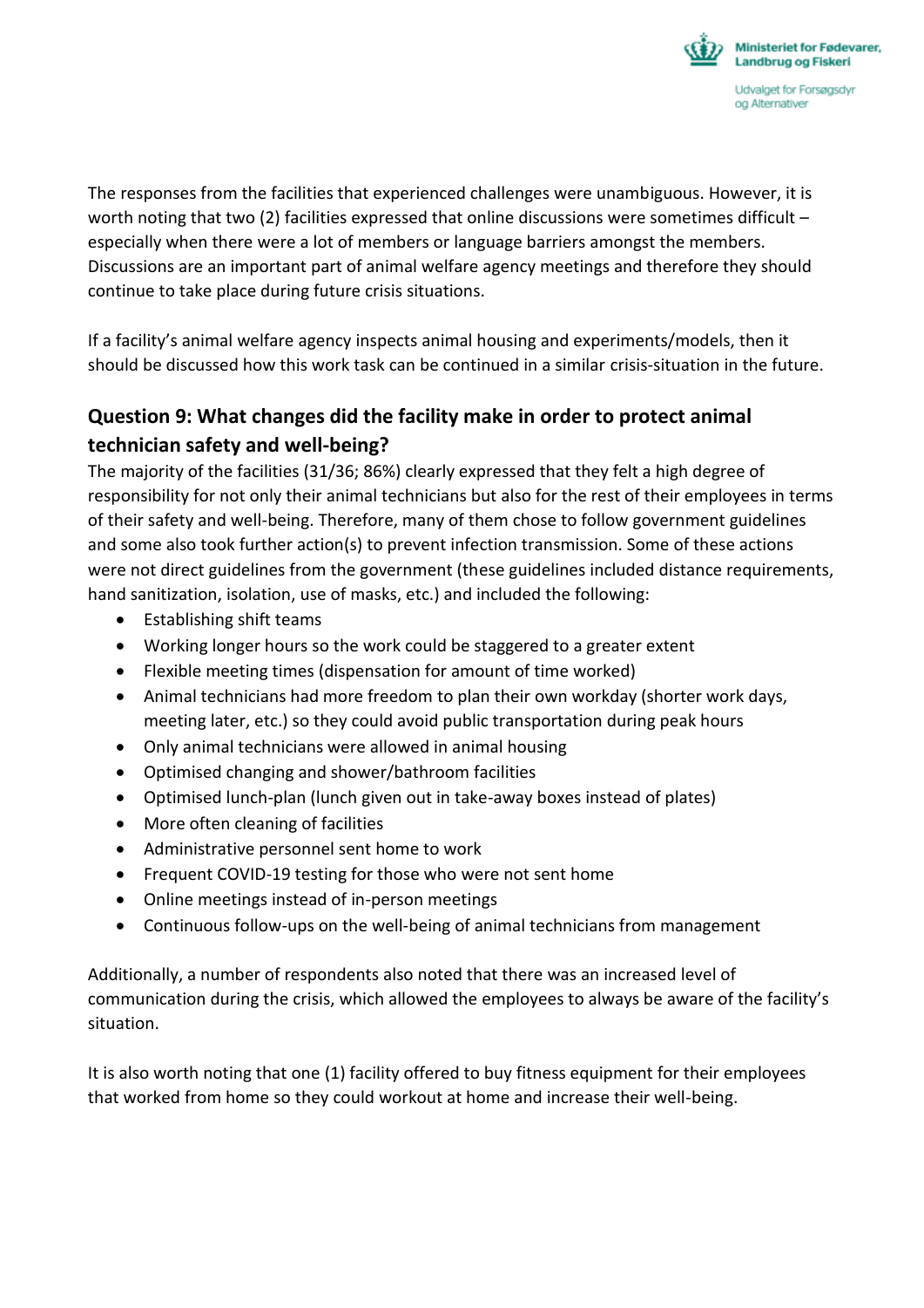The responses from the facilities that experienced challenges were unambiguous. However, it is worth noting that two (2) facilities expressed that online discussions were sometimes difficult – especially when there were a lot of members or language barriers amongst the members. Discussions are an important part of animal welfare agency meetings and therefore they should continue to take place during future crisis situations.

If a facility's animal welfare agency inspects animal housing and experiments/models, then it should be discussed how this work task can be continued in a similar crisis-situation in the future.

## Question 9: What changes did the facility make in order to protect animal technician safety and well-being?

The majority of the facilities (31/36; 86%) clearly expressed that they felt a high degree of responsibility for not only their animal technicians but also for the rest of their employees in terms of their safety and well-being. Therefore, many of them chose to follow government guidelines and some also took further action(s) to prevent infection transmission. Some of these actions were not direct guidelines from the government (these guidelines included distance requirements, hand sanitization, isolation, use of masks, etc.) and included the following:

- Establishing shift teams
- Working longer hours so the work could be staggered to a greater extent
- Flexible meeting times (dispensation for amount of time worked)
- Animal technicians had more freedom to plan their own workday (shorter work days, meeting later, etc.) so they could avoid public transportation during peak hours
- Only animal technicians were allowed in animal housing
- Optimised changing and shower/bathroom facilities
- Optimised lunch-plan (lunch given out in take-away boxes instead of plates)
- More often cleaning of facilities
- Administrative personnel sent home to work
- Frequent COVID-19 testing for those who were not sent home
- Online meetings instead of in-person meetings
- Continuous follow-ups on the well-being of animal technicians from management

Additionally, a number of respondents also noted that there was an increased level of communication during the crisis, which allowed the employees to always be aware of the facility's situation.

It is also worth noting that one (1) facility offered to buy fitness equipment for their employees that worked from home so they could workout at home and increase their well-being.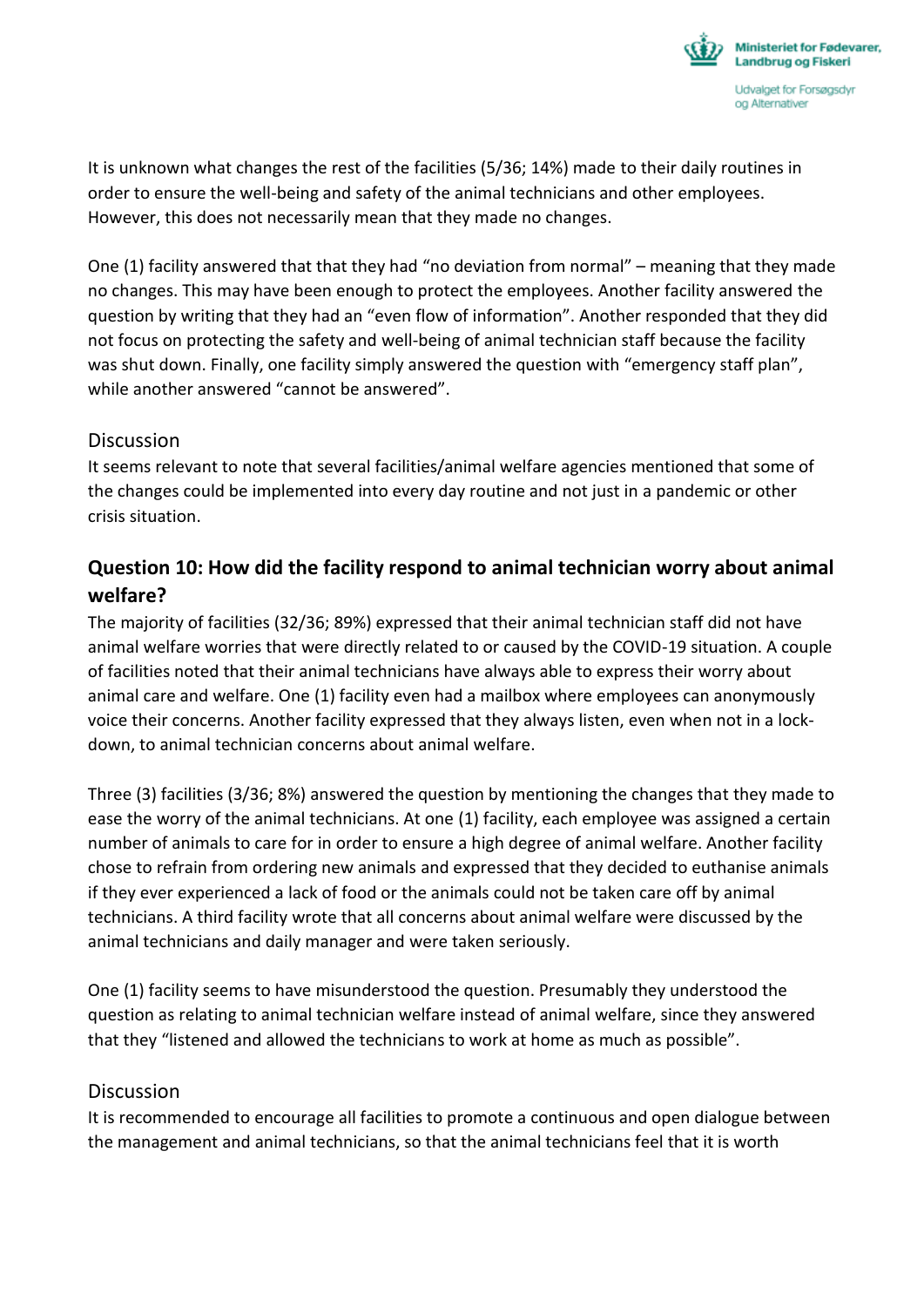It is unknown what changes the rest of the facilities (5/36; 14%) made to their daily routines in order to ensure the well-being and safety of the animal technicians and other employees. However, this does not necessarily mean that they made no changes.

One (1) facility answered that that they had "no deviation from normal" – meaning that they made no changes. This may have been enough to protect the employees. Another facility answered the question by writing that they had an "even flow of information". Another responded that they did not focus on protecting the safety and well-being of animal technician staff because the facility was shut down. Finally, one facility simply answered the question with "emergency staff plan", while another answered "cannot be answered".

### Discussion

It seems relevant to note that several facilities/animal welfare agencies mentioned that some of the changes could be implemented into every day routine and not just in a pandemic or other crisis situation.

## Question 10: How did the facility respond to animal technician worry about animal welfare?

The majority of facilities (32/36; 89%) expressed that their animal technician staff did not have animal welfare worries that were directly related to or caused by the COVID-19 situation. A couple of facilities noted that their animal technicians have always able to express their worry about animal care and welfare. One (1) facility even had a mailbox where employees can anonymously voice their concerns. Another facility expressed that they always listen, even when not in a lock-down, to animal technician concerns about animal welfare.

Three (3) facilities (3/36; 8%) answered the question by mentioning the changes that they made to ease the worry of the animal technicians. At one (1) facility, each employee was assigned a certain number of animals to care for in order to ensure a high degree of animal welfare. Another facility chose to refrain from ordering new animals and expressed that they decided to euthanise animals if they ever experienced a lack of food or the animals could not be taken care off by animal technicians. A third facility wrote that all concerns about animal welfare were discussed by the animal technicians and daily manager and were taken seriously.

One (1) facility seems to have misunderstood the question. Presumably they understood the question as relating to animal technician welfare instead of animal welfare, since they answered that they "listened and allowed the technicians to work at home as much as possible".

### Discussion

It is recommended to encourage all facilities to promote a continuous and open dialogue between the management and animal technicians, so that the animal technicians feel that it is worth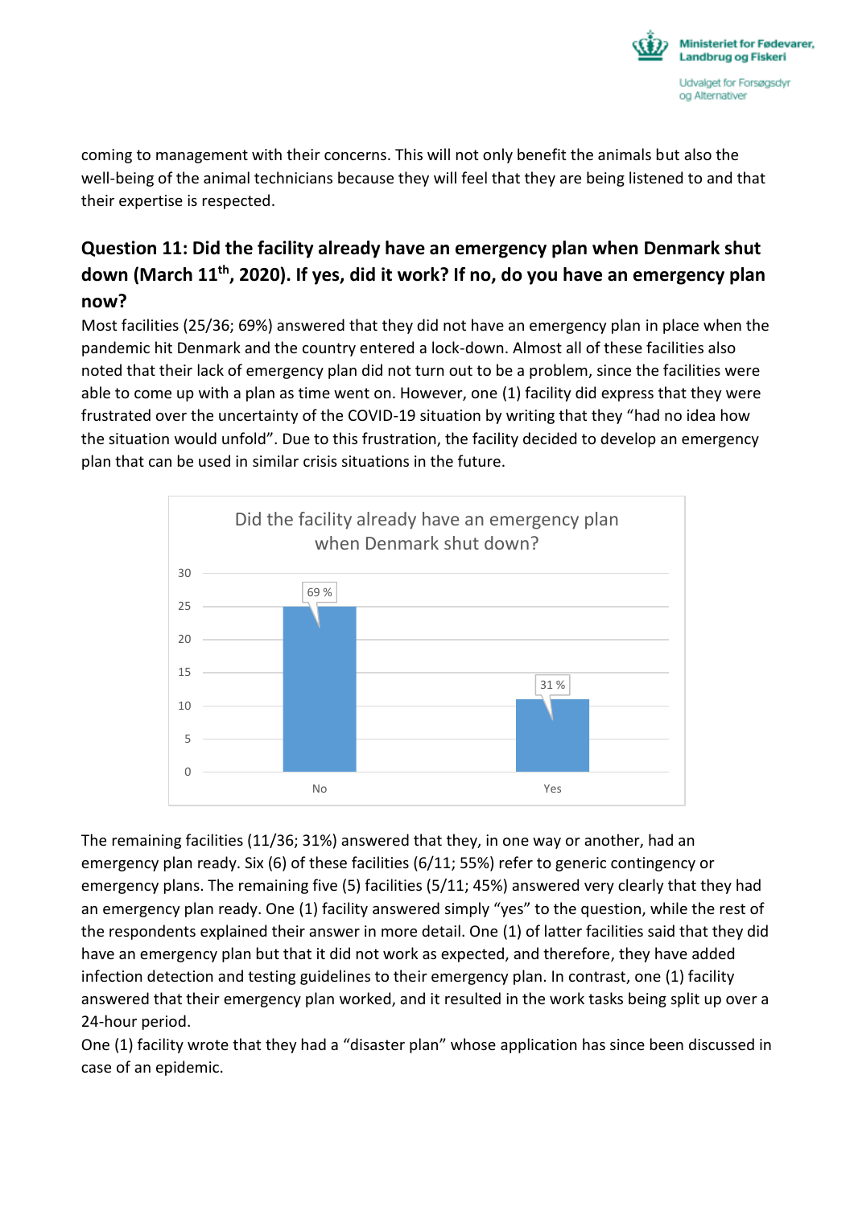coming to management with their concerns. This will not only benefit the animals but also the well-being of the animal technicians because they will feel that they are being listened to and that their expertise is respected.

## Question 11: Did the facility already have an emergency plan when Denmark shut down (March 11th, 2020). If yes, did it work? If no, do you have an emergency plan now?

Most facilities (25/36; 69%) answered that they did not have an emergency plan in place when the pandemic hit Denmark and the country entered a lock-down. Almost all of these facilities also noted that their lack of emergency plan did not turn out to be a problem, since the facilities were able to come up with a plan as time went on. However, one (1) facility did express that they were frustrated over the uncertainty of the COVID-19 situation by writing that they "had no idea how the situation would unfold". Due to this frustration, the facility decided to develop an emergency plan that can be used in similar crisis situations in the future.

Did the facility already have an emergency plan when Denmark shut down?

| | Count | Percentage |
|---|---|---|
| No | 25 | 69 % |
| Yes | 11 | 31 % |

The remaining facilities (11/36; 31%) answered that they, in one way or another, had an emergency plan ready. Six (6) of these facilities (6/11; 55%) refer to generic contingency or emergency plans. The remaining five (5) facilities (5/11; 45%) answered very clearly that they had an emergency plan ready. One (1) facility answered simply "yes" to the question, while the rest of the respondents explained their answer in more detail. One (1) of latter facilities said that they did have an emergency plan but that it did not work as expected, and therefore, they have added infection detection and testing guidelines to their emergency plan. In contrast, one (1) facility answered that their emergency plan worked, and it resulted in the work tasks being split up over a 24-hour period.

One (1) facility wrote that they had a "disaster plan" whose application has since been discussed in case of an epidemic.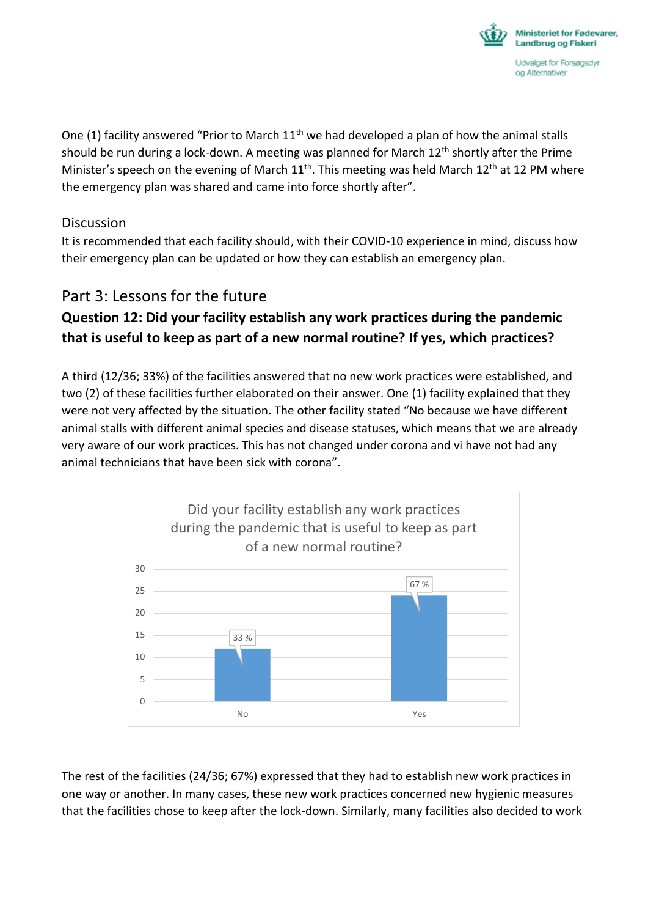One (1) facility answered "Prior to March 11th we had developed a plan of how the animal stalls should be run during a lock-down. A meeting was planned for March 12th shortly after the Prime Minister's speech on the evening of March 11th. This meeting was held March 12th at 12 PM where the emergency plan was shared and came into force shortly after".

### Discussion

It is recommended that each facility should, with their COVID-10 experience in mind, discuss how their emergency plan can be updated or how they can establish an emergency plan.

## Part 3: Lessons for the future

### Question 12: Did your facility establish any work practices during the pandemic that is useful to keep as part of a new normal routine? If yes, which practices?

A third (12/36; 33%) of the facilities answered that no new work practices were established, and two (2) of these facilities further elaborated on their answer. One (1) facility explained that they were not very affected by the situation. The other facility stated "No because we have different animal stalls with different animal species and disease statuses, which means that we are already very aware of our work practices. This has not changed under corona and vi have not had any animal technicians that have been sick with corona".

Did your facility establish any work practices during the pandemic that is useful to keep as part of a new normal routine?

| | No | Yes |
|---|---|---|
| Count | 12 | 24 |
| Percentage | 33 % | 67 % |

The rest of the facilities (24/36; 67%) expressed that they had to establish new work practices in one way or another. In many cases, these new work practices concerned new hygienic measures that the facilities chose to keep after the lock-down. Similarly, many facilities also decided to work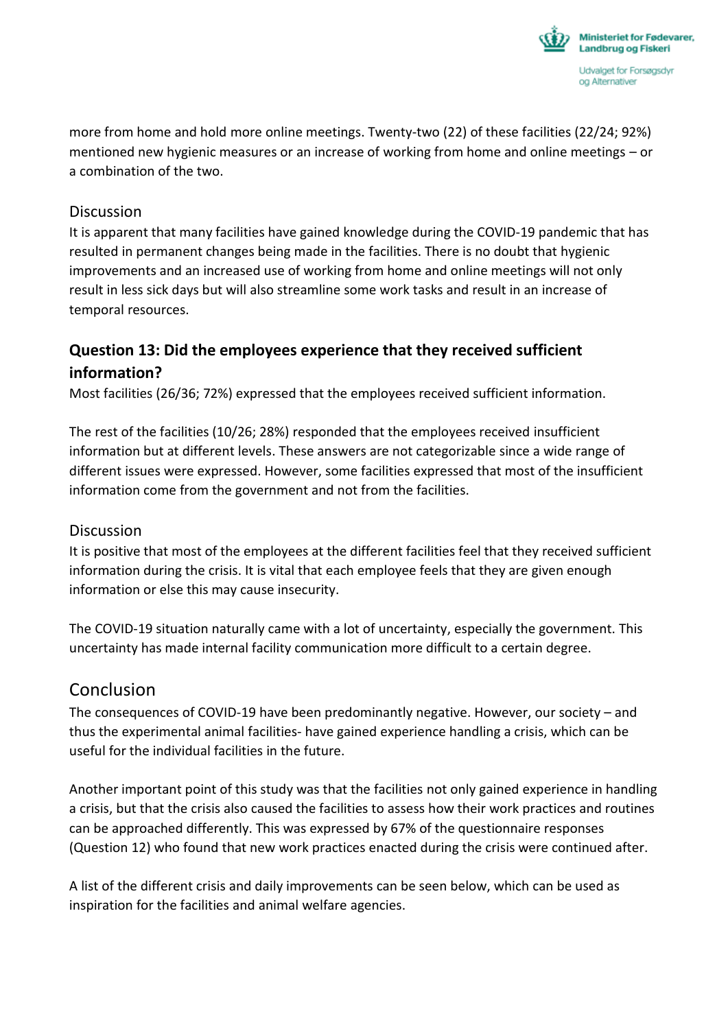more from home and hold more online meetings. Twenty-two (22) of these facilities (22/24; 92%) mentioned new hygienic measures or an increase of working from home and online meetings – or a combination of the two.

## Discussion

It is apparent that many facilities have gained knowledge during the COVID-19 pandemic that has resulted in permanent changes being made in the facilities. There is no doubt that hygienic improvements and an increased use of working from home and online meetings will not only result in less sick days but will also streamline some work tasks and result in an increase of temporal resources.

### Question 13: Did the employees experience that they received sufficient information?

Most facilities (26/36; 72%) expressed that the employees received sufficient information.

The rest of the facilities (10/26; 28%) responded that the employees received insufficient information but at different levels. These answers are not categorizable since a wide range of different issues were expressed. However, some facilities expressed that most of the insufficient information come from the government and not from the facilities.

## Discussion

It is positive that most of the employees at the different facilities feel that they received sufficient information during the crisis. It is vital that each employee feels that they are given enough information or else this may cause insecurity.

The COVID-19 situation naturally came with a lot of uncertainty, especially the government. This uncertainty has made internal facility communication more difficult to a certain degree.

# Conclusion

The consequences of COVID-19 have been predominantly negative. However, our society – and thus the experimental animal facilities- have gained experience handling a crisis, which can be useful for the individual facilities in the future.

Another important point of this study was that the facilities not only gained experience in handling a crisis, but that the crisis also caused the facilities to assess how their work practices and routines can be approached differently. This was expressed by 67% of the questionnaire responses (Question 12) who found that new work practices enacted during the crisis were continued after.

A list of the different crisis and daily improvements can be seen below, which can be used as inspiration for the facilities and animal welfare agencies.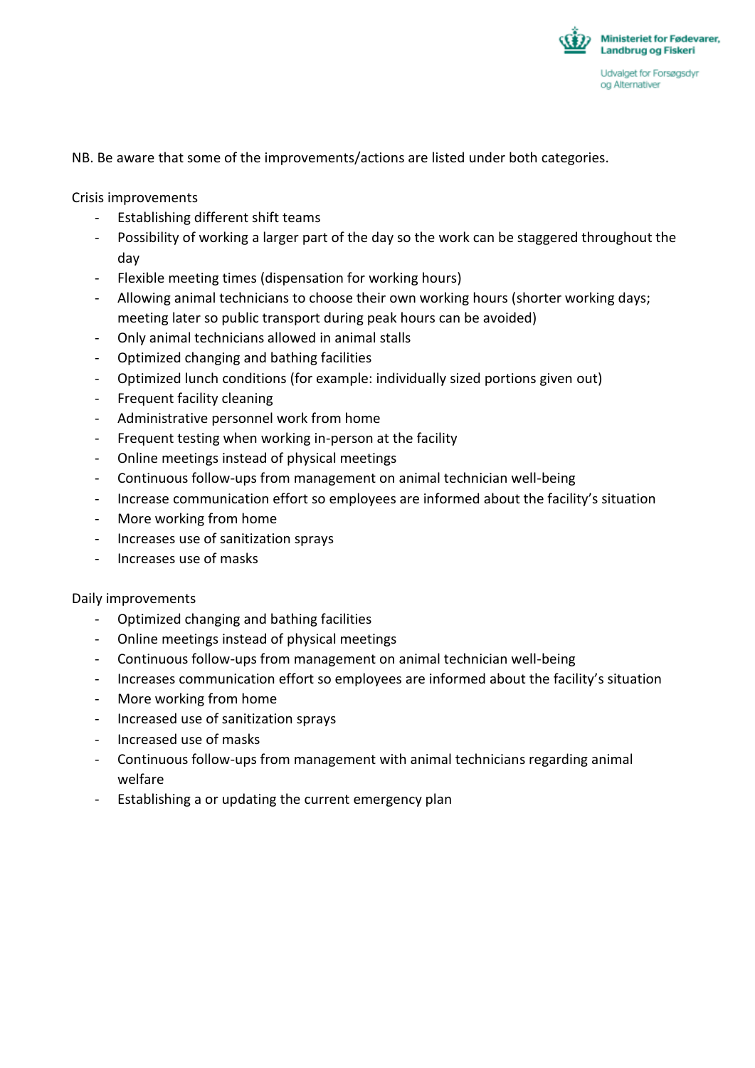NB. Be aware that some of the improvements/actions are listed under both categories.

Crisis improvements

- Establishing different shift teams
- Possibility of working a larger part of the day so the work can be staggered throughout the day
- Flexible meeting times (dispensation for working hours)
- Allowing animal technicians to choose their own working hours (shorter working days; meeting later so public transport during peak hours can be avoided)
- Only animal technicians allowed in animal stalls
- Optimized changing and bathing facilities
- Optimized lunch conditions (for example: individually sized portions given out)
- Frequent facility cleaning
- Administrative personnel work from home
- Frequent testing when working in-person at the facility
- Online meetings instead of physical meetings
- Continuous follow-ups from management on animal technician well-being
- Increase communication effort so employees are informed about the facility's situation
- More working from home
- Increases use of sanitization sprays
- Increases use of masks

Daily improvements

- Optimized changing and bathing facilities
- Online meetings instead of physical meetings
- Continuous follow-ups from management on animal technician well-being
- Increases communication effort so employees are informed about the facility's situation
- More working from home
- Increased use of sanitization sprays
- Increased use of masks
- Continuous follow-ups from management with animal technicians regarding animal welfare
- Establishing a or updating the current emergency plan